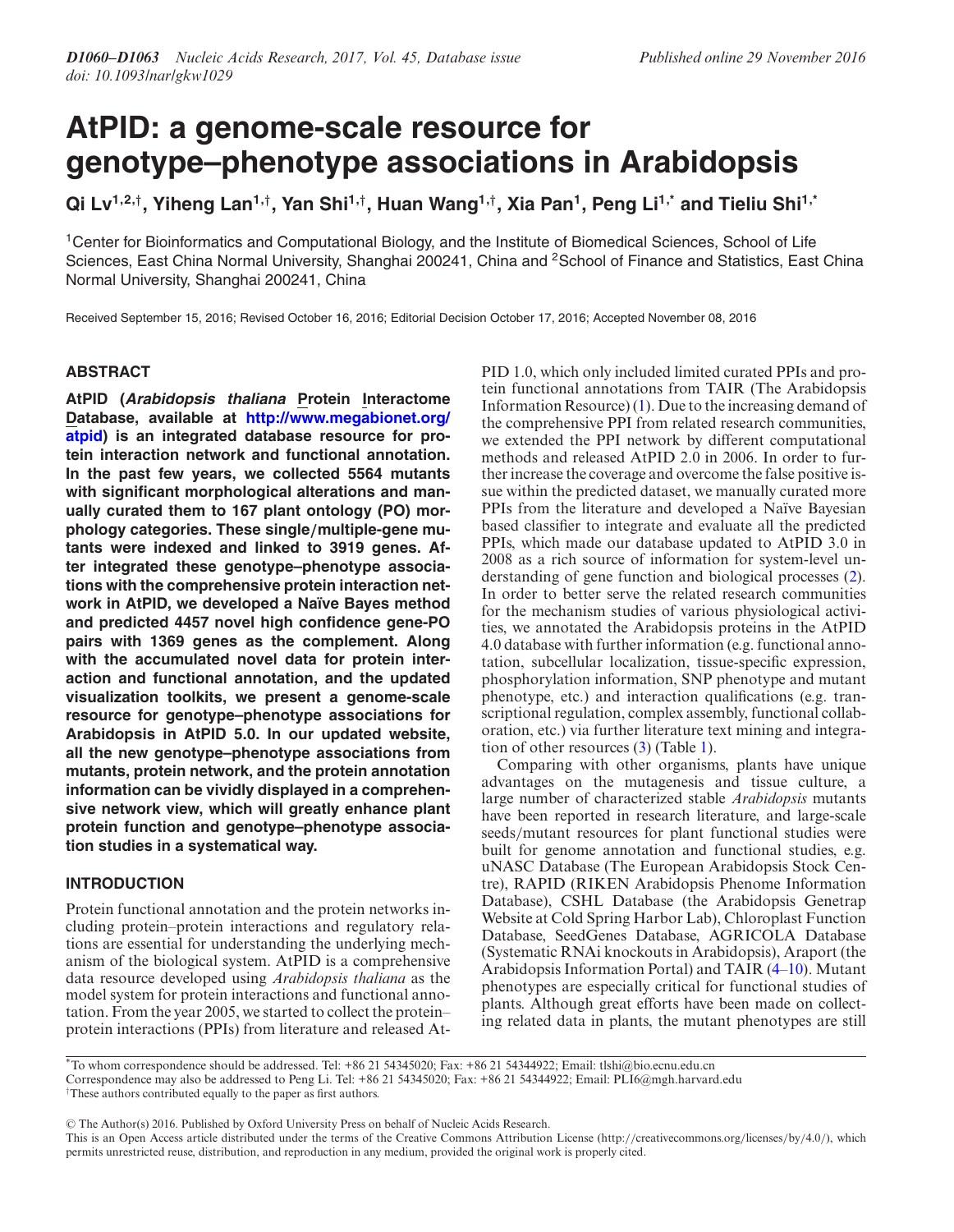# AtPID: a genome-scale resource for genotype–phenotype associations in Arabidopsis

**Qi Lv[1,2,†], Yiheng Lan[1,†], Yan Shi[1,†], Huan Wang[1,†], Xia Pan[1], Peng Li[1,*] and Tieliu Shi[1,*]**

[1]Center for Bioinformatics and Computational Biology, and the Institute of Biomedical Sciences, School of Life Sciences, East China Normal University, Shanghai 200241, China and [2]School of Finance and Statistics, East China Normal University, Shanghai 200241, China

Received September 15, 2016; Revised October 16, 2016; Editorial Decision October 17, 2016; Accepted November 08, 2016

## ABSTRACT

**AtPID (*Arabidopsis thaliana* Protein Interactome Database, available at http://www.megabionet.org/atpid) is an integrated database resource for protein interaction network and functional annotation. In the past few years, we collected 5564 mutants with significant morphological alterations and manually curated them to 167 plant ontology (PO) morphology categories. These single/multiple-gene mutants were indexed and linked to 3919 genes. After integrated these genotype–phenotype associations with the comprehensive protein interaction network in AtPID, we developed a Naïve Bayes method and predicted 4457 novel high confidence gene-PO pairs with 1369 genes as the complement. Along with the accumulated novel data for protein interaction and functional annotation, and the updated visualization toolkits, we present a genome-scale resource for genotype–phenotype associations for Arabidopsis in AtPID 5.0. In our updated website, all the new genotype–phenotype associations from mutants, protein network, and the protein annotation information can be vividly displayed in a comprehensive network view, which will greatly enhance plant protein function and genotype–phenotype association studies in a systematical way.**

## INTRODUCTION

Protein functional annotation and the protein networks including protein–protein interactions and regulatory relations are essential for understanding the underlying mechanism of the biological system. AtPID is a comprehensive data resource developed using *Arabidopsis thaliana* as the model system for protein interactions and functional annotation. From the year 2005, we started to collect the protein–protein interactions (PPIs) from literature and released AtPID 1.0, which only included limited curated PPIs and protein functional annotations from TAIR (The Arabidopsis Information Resource) (1). Due to the increasing demand of the comprehensive PPI from related research communities, we extended the PPI network by different computational methods and released AtPID 2.0 in 2006. In order to further increase the coverage and overcome the false positive issue within the predicted dataset, we manually curated more PPIs from the literature and developed a Naïve Bayesian based classifier to integrate and evaluate all the predicted PPIs, which made our database updated to AtPID 3.0 in 2008 as a rich source of information for system-level understanding of gene function and biological processes (2). In order to better serve the related research communities for the mechanism studies of various physiological activities, we annotated the Arabidopsis proteins in the AtPID 4.0 database with further information (e.g. functional annotation, subcellular localization, tissue-specific expression, phosphorylation information, SNP phenotype and mutant phenotype, etc.) and interaction qualifications (e.g. transcriptional regulation, complex assembly, functional collaboration, etc.) via further literature text mining and integration of other resources (3) (Table 1).

Comparing with other organisms, plants have unique advantages on the mutagenesis and tissue culture, a large number of characterized stable *Arabidopsis* mutants have been reported in research literature, and large-scale seeds/mutant resources for plant functional studies were built for genome annotation and functional studies, e.g. uNASC Database (The European Arabidopsis Stock Centre), RAPID (RIKEN Arabidopsis Phenome Information Database), CSHL Database (the Arabidopsis Genetrap Website at Cold Spring Harbor Lab), Chloroplast Function Database, SeedGenes Database, AGRICOLA Database (Systematic RNAi knockouts in Arabidopsis), Araport (the Arabidopsis Information Portal) and TAIR (4–10). Mutant phenotypes are especially critical for functional studies of plants. Although great efforts have been made on collecting related data in plants, the mutant phenotypes are still

---

*To whom correspondence should be addressed. Tel: +86 21 54345020; Fax: +86 21 54344922; Email: tlshi@bio.ecnu.edu.cn
Correspondence may also be addressed to Peng Li. Tel: +86 21 54345020; Fax: +86 21 54344922; Email: PLI6@mgh.harvard.edu
†These authors contributed equally to the paper as first authors.

© The Author(s) 2016. Published by Oxford University Press on behalf of Nucleic Acids Research.
This is an Open Access article distributed under the terms of the Creative Commons Attribution License (http://creativecommons.org/licenses/by/4.0/), which permits unrestricted reuse, distribution, and reproduction in any medium, provided the original work is properly cited.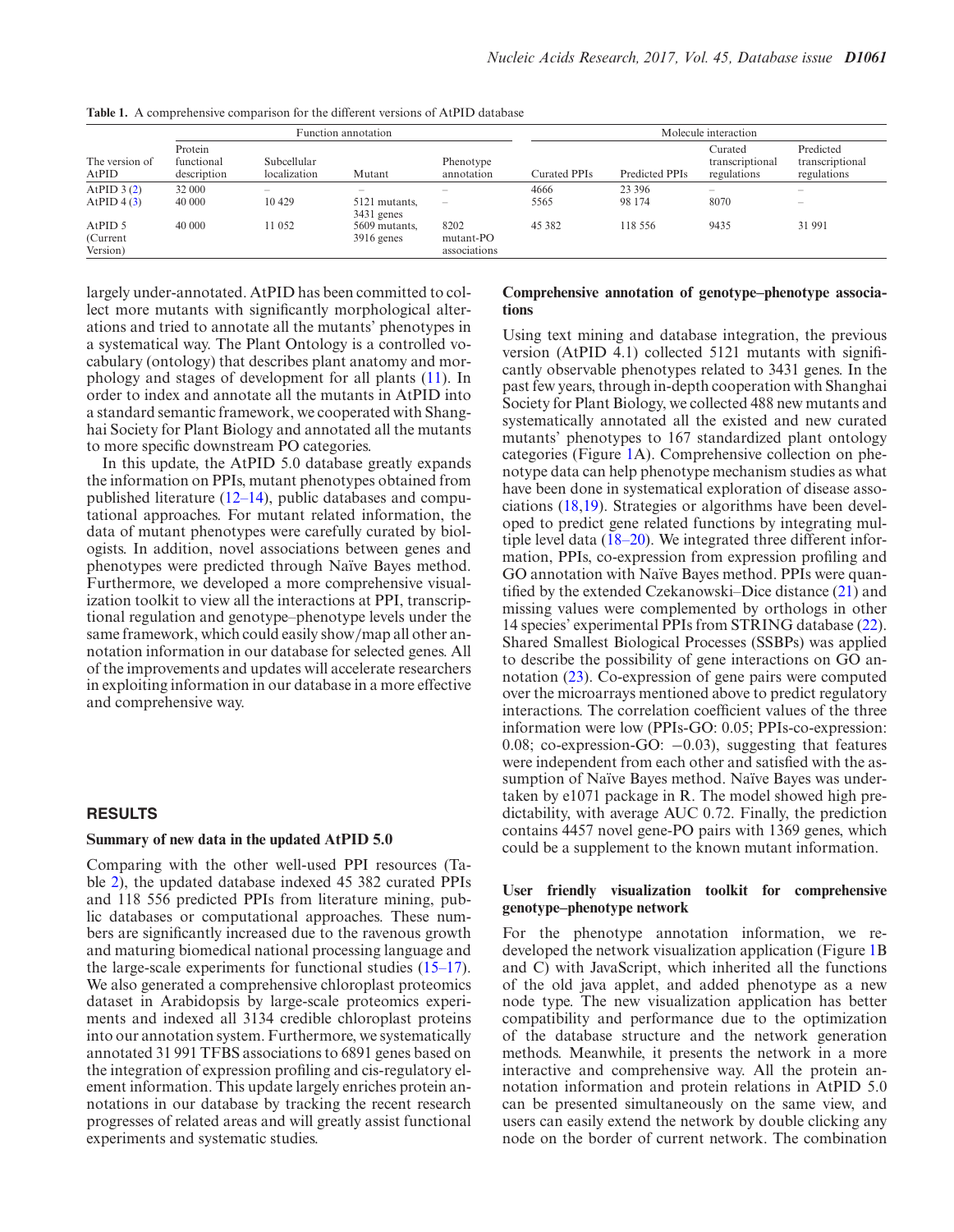**Table 1.** A comprehensive comparison for the different versions of AtPID database

| The version of AtPID | Function annotation | | | | Molecule interaction | | | |
|---|---|---|---|---|---|---|---|---|
| | Protein functional description | Subcellular localization | Mutant | Phenotype annotation | Curated PPIs | Predicted PPIs | Curated transcriptional regulations | Predicted transcriptional regulations |
| AtPID 3 (2) | 32 000 | – | – | – | 4666 | 23 396 | – | – |
| AtPID 4 (3) | 40 000 | 10 429 | 5121 mutants, 3431 genes | – | 5565 | 98 174 | 8070 | – |
| AtPID 5 (Current Version) | 40 000 | 11 052 | 5609 mutants, 3916 genes | 8202 mutant-PO associations | 45 382 | 118 556 | 9435 | 31 991 |

largely under-annotated. AtPID has been committed to collect more mutants with significantly morphological alterations and tried to annotate all the mutants' phenotypes in a systematical way. The Plant Ontology is a controlled vocabulary (ontology) that describes plant anatomy and morphology and stages of development for all plants (11). In order to index and annotate all the mutants in AtPID into a standard semantic framework, we cooperated with Shanghai Society for Plant Biology and annotated all the mutants to more specific downstream PO categories.

In this update, the AtPID 5.0 database greatly expands the information on PPIs, mutant phenotypes obtained from published literature (12–14), public databases and computational approaches. For mutant related information, the data of mutant phenotypes were carefully curated by biologists. In addition, novel associations between genes and phenotypes were predicted through Naïve Bayes method. Furthermore, we developed a more comprehensive visualization toolkit to view all the interactions at PPI, transcriptional regulation and genotype–phenotype levels under the same framework, which could easily show/map all other annotation information in our database for selected genes. All of the improvements and updates will accelerate researchers in exploiting information in our database in a more effective and comprehensive way.

## RESULTS

### Summary of new data in the updated AtPID 5.0

Comparing with the other well-used PPI resources (Table 2), the updated database indexed 45 382 curated PPIs and 118 556 predicted PPIs from literature mining, public databases or computational approaches. These numbers are significantly increased due to the ravenous growth and maturing biomedical national processing language and the large-scale experiments for functional studies (15–17). We also generated a comprehensive chloroplast proteomics dataset in Arabidopsis by large-scale proteomics experiments and indexed all 3134 credible chloroplast proteins into our annotation system. Furthermore, we systematically annotated 31 991 TFBS associations to 6891 genes based on the integration of expression profiling and cis-regulatory element information. This update largely enriches protein annotations in our database by tracking the recent research progresses of related areas and will greatly assist functional experiments and systematic studies.

### Comprehensive annotation of genotype–phenotype associations

Using text mining and database integration, the previous version (AtPID 4.1) collected 5121 mutants with significantly observable phenotypes related to 3431 genes. In the past few years, through in-depth cooperation with Shanghai Society for Plant Biology, we collected 488 new mutants and systematically annotated all the existed and new curated mutants' phenotypes to 167 standardized plant ontology categories (Figure 1A). Comprehensive collection on phenotype data can help phenotype mechanism studies as what have been done in systematical exploration of disease associations (18,19). Strategies or algorithms have been developed to predict gene related functions by integrating multiple level data (18–20). We integrated three different information, PPIs, co-expression from expression profiling and GO annotation with Naïve Bayes method. PPIs were quantified by the extended Czekanowski–Dice distance (21) and missing values were complemented by orthologs in other 14 species' experimental PPIs from STRING database (22). Shared Smallest Biological Processes (SSBPs) was applied to describe the possibility of gene interactions on GO annotation (23). Co-expression of gene pairs were computed over the microarrays mentioned above to predict regulatory interactions. The correlation coefficient values of the three information were low (PPIs-GO: 0.05; PPIs-co-expression: 0.08; co-expression-GO: −0.03), suggesting that features were independent from each other and satisfied with the assumption of Naïve Bayes method. Naïve Bayes was undertaken by e1071 package in R. The model showed high predictability, with average AUC 0.72. Finally, the prediction contains 4457 novel gene-PO pairs with 1369 genes, which could be a supplement to the known mutant information.

### User friendly visualization toolkit for comprehensive genotype–phenotype network

For the phenotype annotation information, we redeveloped the network visualization application (Figure 1B and C) with JavaScript, which inherited all the functions of the old java applet, and added phenotype as a new node type. The new visualization application has better compatibility and performance due to the optimization of the database structure and the network generation methods. Meanwhile, it presents the network in a more interactive and comprehensive way. All the protein annotation information and protein relations in AtPID 5.0 can be presented simultaneously on the same view, and users can easily extend the network by double clicking any node on the border of current network. The combination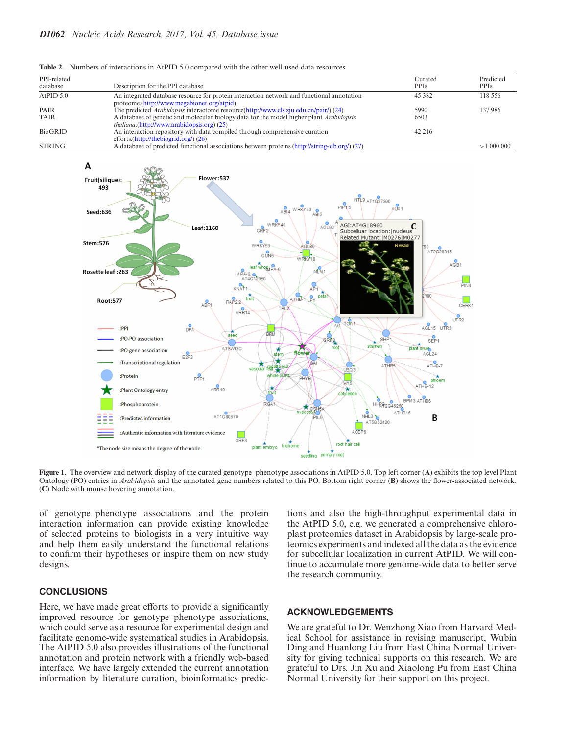**Table 2.** Numbers of interactions in AtPID 5.0 compared with the other well-used data resources

| PPI-related database | Description for the PPI database | Curated PPIs | Predicted PPIs |
|---|---|---|---|
| AtPID 5.0 | An integrated database resource for protein interaction network and functional annotation proteome.(http://www.megabionet.org/atpid) | 45 382 | 118 556 |
| PAIR | The predicted *Arabidopsis* interactome resource(http://www.cls.zju.edu.cn/pair/) (24) | 5990 | 137 986 |
| TAIR | A database of genetic and molecular biology data for the model higher plant *Arabidopsis thaliana*.(http://www.arabidopsis.org) (25) | 6503 | |
| BioGRID | An interaction repository with data compiled through comprehensive curation efforts.(http://thebiogrid.org/) (26) | 42 216 | |
| STRING | A database of predicted functional associations between proteins.(http://string-db.org/) (27) | | >1 000 000 |

**Figure 1.** The overview and network display of the curated genotype–phenotype associations in AtPID 5.0. Top left corner (**A**) exhibits the top level Plant Ontology (PO) entries in *Arabidopsis* and the annotated gene numbers related to this PO. Bottom right corner (**B**) shows the flower-associated network. (**C**) Node with mouse hovering annotation.

of genotype–phenotype associations and the protein interaction information can provide existing knowledge of selected proteins to biologists in a very intuitive way and help them easily understand the functional relations to confirm their hypotheses or inspire them on new study designs.

## CONCLUSIONS

Here, we have made great efforts to provide a significantly improved resource for genotype–phenotype associations, which could serve as a resource for experimental design and facilitate genome-wide systematical studies in Arabidopsis. The AtPID 5.0 also provides illustrations of the functional annotation and protein network with a friendly web-based interface. We have largely extended the current annotation information by literature curation, bioinformatics predictions and also the high-throughput experimental data in the AtPID 5.0, e.g. we generated a comprehensive chloroplast proteomics dataset in Arabidopsis by large-scale proteomics experiments and indexed all the data as the evidence for subcellular localization in current AtPID. We will continue to accumulate more genome-wide data to better serve the research community.

## ACKNOWLEDGEMENTS

We are grateful to Dr. Wenzhong Xiao from Harvard Medical School for assistance in revising manuscript, Wubin Ding and Huanlong Liu from East China Normal University for giving technical supports on this research. We are grateful to Drs. Jin Xu and Xiaolong Pu from East China Normal University for their support on this project.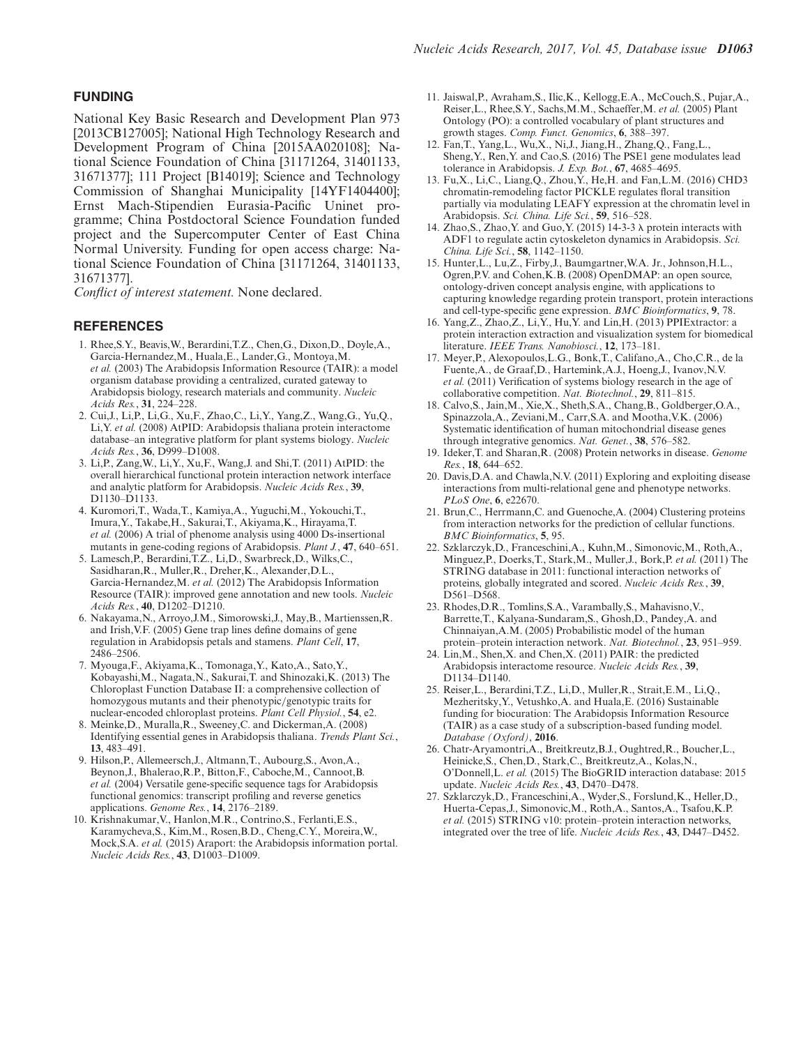## FUNDING

National Key Basic Research and Development Plan 973 [2013CB127005]; National High Technology Research and Development Program of China [2015AA020108]; National Science Foundation of China [31171264, 31401133, 31671377]; 111 Project [B14019]; Science and Technology Commission of Shanghai Municipality [14YF1404400]; Ernst Mach-Stipendien Eurasia-Pacific Uninet programme; China Postdoctoral Science Foundation funded project and the Supercomputer Center of East China Normal University. Funding for open access charge: National Science Foundation of China [31171264, 31401133, 31671377].

*Conflict of interest statement.* None declared.

## REFERENCES

1. Rhee,S.Y., Beavis,W., Berardini,T.Z., Chen,G., Dixon,D., Doyle,A., Garcia-Hernandez,M., Huala,E., Lander,G., Montoya,M. *et al.* (2003) The Arabidopsis Information Resource (TAIR): a model organism database providing a centralized, curated gateway to Arabidopsis biology, research materials and community. *Nucleic Acids Res.*, **31**, 224–228.
2. Cui,J., Li,P., Li,G., Xu,F., Zhao,C., Li,Y., Yang,Z., Wang,G., Yu,Q., Li,Y. *et al.* (2008) AtPID: Arabidopsis thaliana protein interactome database–an integrative platform for plant systems biology. *Nucleic Acids Res.*, **36**, D999–D1008.
3. Li,P., Zang,W., Li,Y., Xu,F., Wang,J. and Shi,T. (2011) AtPID: the overall hierarchical functional protein interaction network interface and analytic platform for Arabidopsis. *Nucleic Acids Res.*, **39**, D1130–D1133.
4. Kuromori,T., Wada,T., Kamiya,A., Yuguchi,M., Yokouchi,T., Imura,Y., Takabe,H., Sakurai,T., Akiyama,K., Hirayama,T. *et al.* (2006) A trial of phenome analysis using 4000 Ds-insertional mutants in gene-coding regions of Arabidopsis. *Plant J.*, **47**, 640–651.
5. Lamesch,P., Berardini,T.Z., Li,D., Swarbreck,D., Wilks,C., Sasidharan,R., Muller,R., Dreher,K., Alexander,D.L., Garcia-Hernandez,M. *et al.* (2012) The Arabidopsis Information Resource (TAIR): improved gene annotation and new tools. *Nucleic Acids Res.*, **40**, D1202–D1210.
6. Nakayama,N., Arroyo,J.M., Simorowski,J., May,B., Martienssen,R. and Irish,V.F. (2005) Gene trap lines define domains of gene regulation in Arabidopsis petals and stamens. *Plant Cell*, **17**, 2486–2506.
7. Myouga,F., Akiyama,K., Tomonaga,Y., Kato,A., Sato,Y., Kobayashi,M., Nagata,N., Sakurai,T. and Shinozaki,K. (2013) The Chloroplast Function Database II: a comprehensive collection of homozygous mutants and their phenotypic/genotypic traits for nuclear-encoded chloroplast proteins. *Plant Cell Physiol.*, **54**, e2.
8. Meinke,D., Muralla,R., Sweeney,C. and Dickerman,A. (2008) Identifying essential genes in Arabidopsis thaliana. *Trends Plant Sci.*, **13**, 483–491.
9. Hilson,P., Allemeersch,J., Altmann,T., Aubourg,S., Avon,A., Beynon,J., Bhalerao,R.P., Bitton,F., Caboche,M., Cannoot,B. *et al.* (2004) Versatile gene-specific sequence tags for Arabidopsis functional genomics: transcript profiling and reverse genetics applications. *Genome Res.*, **14**, 2176–2189.
10. Krishnakumar,V., Hanlon,M.R., Contrino,S., Ferlanti,E.S., Karamycheva,S., Kim,M., Rosen,B.D., Cheng,C.Y., Moreira,W., Mock,S.A. *et al.* (2015) Araport: the Arabidopsis information portal. *Nucleic Acids Res.*, **43**, D1003–D1009.
11. Jaiswal,P., Avraham,S., Ilic,K., Kellogg,E.A., McCouch,S., Pujar,A., Reiser,L., Rhee,S.Y., Sachs,M.M., Schaeffer,M. *et al.* (2005) Plant Ontology (PO): a controlled vocabulary of plant structures and growth stages. *Comp. Funct. Genomics*, **6**, 388–397.
12. Fan,T., Yang,L., Wu,X., Ni,J., Jiang,H., Zhang,Q., Fang,L., Sheng,Y., Ren,Y. and Cao,S. (2016) The PSE1 gene modulates lead tolerance in Arabidopsis. *J. Exp. Bot.*, **67**, 4685–4695.
13. Fu,X., Li,C., Liang,Q., Zhou,Y., He,H. and Fan,L.M. (2016) CHD3 chromatin-remodeling factor PICKLE regulates floral transition partially via modulating LEAFY expression at the chromatin level in Arabidopsis. *Sci. China. Life Sci.*, **59**, 516–528.
14. Zhao,S., Zhao,Y. and Guo,Y. (2015) 14-3-3 λ protein interacts with ADF1 to regulate actin cytoskeleton dynamics in Arabidopsis. *Sci. China. Life Sci.*, **58**, 1142–1150.
15. Hunter,L., Lu,Z., Firby,J., Baumgartner,W.A. Jr., Johnson,H.L., Ogren,P.V. and Cohen,K.B. (2008) OpenDMAP: an open source, ontology-driven concept analysis engine, with applications to capturing knowledge regarding protein transport, protein interactions and cell-type-specific gene expression. *BMC Bioinformatics*, **9**, 78.
16. Yang,Z., Zhao,Z., Li,Y., Hu,Y. and Lin,H. (2013) PPIExtractor: a protein interaction extraction and visualization system for biomedical literature. *IEEE Trans. Nanobiosci.*, **12**, 173–181.
17. Meyer,P., Alexopoulos,L.G., Bonk,T., Califano,A., Cho,C.R., de la Fuente,A., de Graaf,D., Hartemink,A.J., Hoeng,J., Ivanov,N.V. *et al.* (2011) Verification of systems biology research in the age of collaborative competition. *Nat. Biotechnol.*, **29**, 811–815.
18. Calvo,S., Jain,M., Xie,X., Sheth,S.A., Chang,B., Goldberger,O.A., Spinazzola,A., Zeviani,M., Carr,S.A. and Mootha,V.K. (2006) Systematic identification of human mitochondrial disease genes through integrative genomics. *Nat. Genet.*, **38**, 576–582.
19. Ideker,T. and Sharan,R. (2008) Protein networks in disease. *Genome Res.*, **18**, 644–652.
20. Davis,D.A. and Chawla,N.V. (2011) Exploring and exploiting disease interactions from multi-relational gene and phenotype networks. *PLoS One*, **6**, e22670.
21. Brun,C., Herrmann,C. and Guenoche,A. (2004) Clustering proteins from interaction networks for the prediction of cellular functions. *BMC Bioinformatics*, **5**, 95.
22. Szklarczyk,D., Franceschini,A., Kuhn,M., Simonovic,M., Roth,A., Minguez,P., Doerks,T., Stark,M., Muller,J., Bork,P. *et al.* (2011) The STRING database in 2011: functional interaction networks of proteins, globally integrated and scored. *Nucleic Acids Res.*, **39**, D561–D568.
23. Rhodes,D.R., Tomlins,S.A., Varambally,S., Mahavisno,V., Barrette,T., Kalyana-Sundaram,S., Ghosh,D., Pandey,A. and Chinnaiyan,A.M. (2005) Probabilistic model of the human protein–protein interaction network. *Nat. Biotechnol.*, **23**, 951–959.
24. Lin,M., Shen,X. and Chen,X. (2011) PAIR: the predicted Arabidopsis interactome resource. *Nucleic Acids Res.*, **39**, D1134–D1140.
25. Reiser,L., Berardini,T.Z., Li,D., Muller,R., Strait,E.M., Li,Q., Mezheritsky,Y., Vetushko,A. and Huala,E. (2016) Sustainable funding for biocuration: The Arabidopsis Information Resource (TAIR) as a case study of a subscription-based funding model. *Database (Oxford)*, **2016**.
26. Chatr-Aryamontri,A., Breitkreutz,B.J., Oughtred,R., Boucher,L., Heinicke,S., Chen,D., Stark,C., Breitkreutz,A., Kolas,N., O'Donnell,L. *et al.* (2015) The BioGRID interaction database: 2015 update. *Nucleic Acids Res.*, **43**, D470–D478.
27. Szklarczyk,D., Franceschini,A., Wyder,S., Forslund,K., Heller,D., Huerta-Cepas,J., Simonovic,M., Roth,A., Santos,A., Tsafou,K.P. *et al.* (2015) STRING v10: protein–protein interaction networks, integrated over the tree of life. *Nucleic Acids Res.*, **43**, D447–D452.